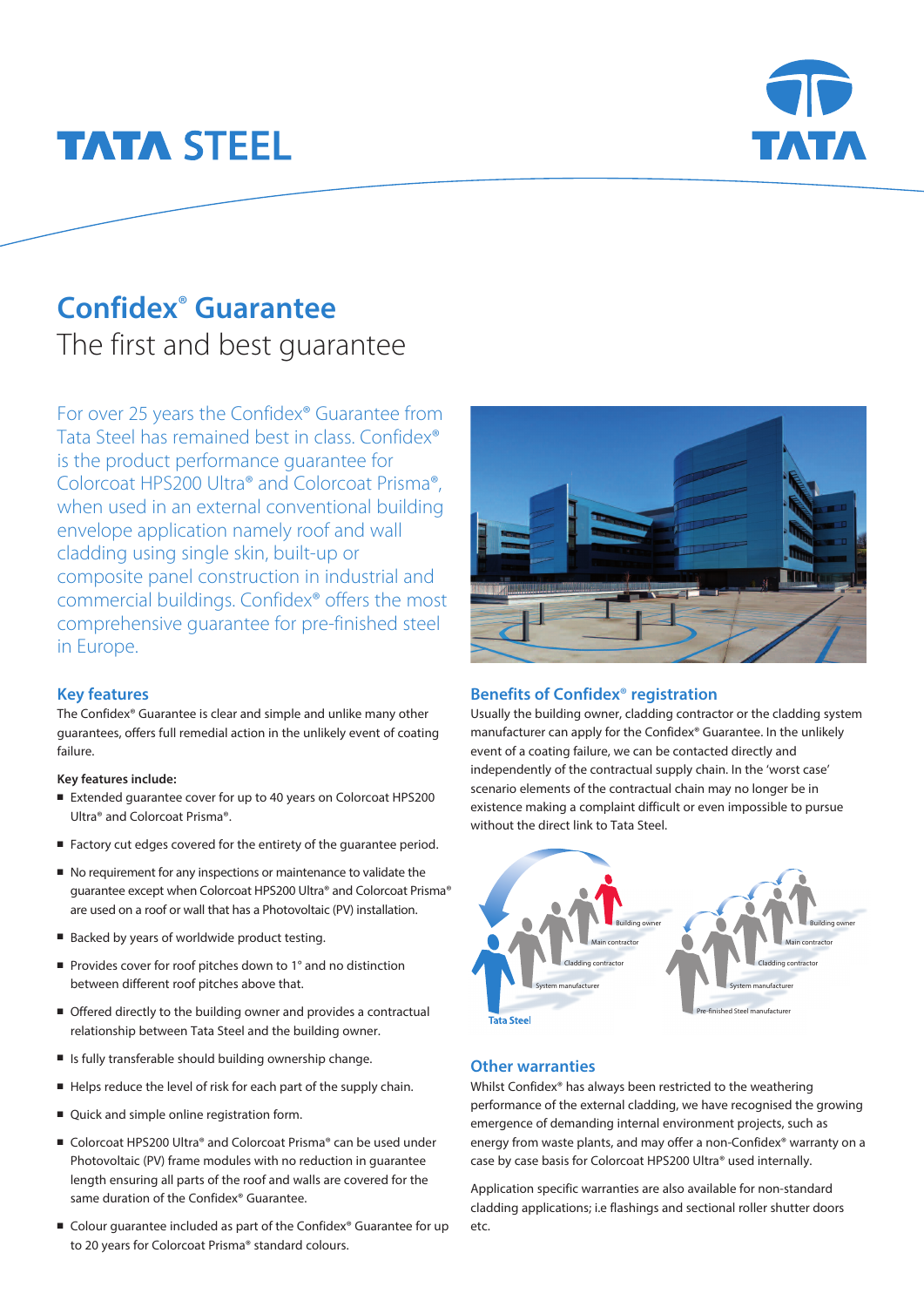# Confidex® Guarantee

## The first and best guarantee

For over 25 years the Confidex® Guarantee from Tata Steel has remained best in class. Confidex® is the product performance guarantee for Colorcoat HPS200 Ultra® and Colorcoat Prisma®, when used in an external conventional building envelope application namely roof and wall cladding using single skin, built-up or composite panel construction in industrial and commercial buildings. Confidex® offers the most comprehensive guarantee for pre-finished steel in Europe.

### Key features

The Confidex® Guarantee is clear and simple and unlike many other guarantees, offers full remedial action in the unlikely event of coating failure.

**Key features include:**

- Extended guarantee cover for up to 40 years on Colorcoat HPS200 Ultra® and Colorcoat Prisma®.
- Factory cut edges covered for the entirety of the guarantee period.
- No requirement for any inspections or maintenance to validate the guarantee except when Colorcoat HPS200 Ultra® and Colorcoat Prisma® are used on a roof or wall that has a Photovoltaic (PV) installation.
- Backed by years of worldwide product testing.
- Provides cover for roof pitches down to 1° and no distinction between different roof pitches above that.
- Offered directly to the building owner and provides a contractual relationship between Tata Steel and the building owner.
- Is fully transferable should building ownership change.
- Helps reduce the level of risk for each part of the supply chain.
- Quick and simple online registration form.
- Colorcoat HPS200 Ultra® and Colorcoat Prisma® can be used under Photovoltaic (PV) frame modules with no reduction in guarantee length ensuring all parts of the roof and walls are covered for the same duration of the Confidex® Guarantee.
- Colour guarantee included as part of the Confidex® Guarantee for up to 20 years for Colorcoat Prisma® standard colours.

### Benefits of Confidex® registration

Usually the building owner, cladding contractor or the cladding system manufacturer can apply for the Confidex® Guarantee. In the unlikely event of a coating failure, we can be contacted directly and independently of the contractual supply chain. In the 'worst case' scenario elements of the contractual chain may no longer be in existence making a complaint difficult or even impossible to pursue without the direct link to Tata Steel.

### Other warranties

Whilst Confidex® has always been restricted to the weathering performance of the external cladding, we have recognised the growing emergence of demanding internal environment projects, such as energy from waste plants, and may offer a non-Confidex® warranty on a case by case basis for Colorcoat HPS200 Ultra® used internally.

Application specific warranties are also available for non-standard cladding applications; i.e flashings and sectional roller shutter doors etc.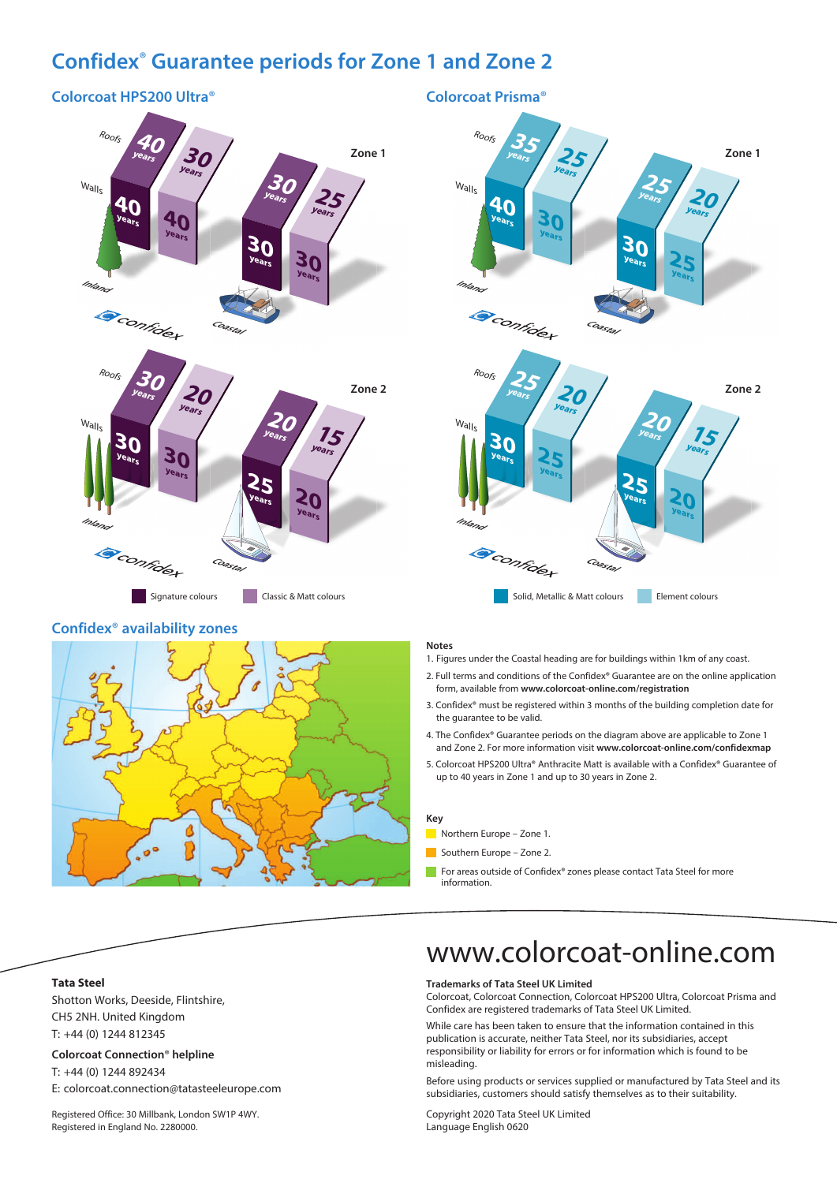# Confidex® Guarantee periods for Zone 1 and Zone 2

## Colorcoat HPS200 Ultra®

Zone 1

Roofs
40 years
30 years

Walls
40 years
40 years

Inland

30 years
25 years

30 years
30 years

Coastal

Zone 2

Roofs
30 years
20 years

Walls
30 years
30 years

Inland

20 years
15 years

25 years
20 years

Coastal

Signature colours
Classic & Matt colours

## Colorcoat Prisma®

Zone 1

Roofs
35 years
25 years

Walls
40 years
30 years

Inland

25 years
20 years

30 years
25 years

Coastal

Zone 2

Roofs
25 years
20 years

Walls
30 years
25 years

Inland

20 years
15 years

25 years
20 years

Coastal

Solid, Metallic & Matt colours
Element colours

## Confidex® availability zones

**Notes**

1. Figures under the Coastal heading are for buildings within 1km of any coast.
2. Full terms and conditions of the Confidex® Guarantee are on the online application form, available from **www.colorcoat-online.com/registration**
3. Confidex® must be registered within 3 months of the building completion date for the guarantee to be valid.
4. The Confidex® Guarantee periods on the diagram above are applicable to Zone 1 and Zone 2. For more information visit **www.colorcoat-online.com/confidexmap**
5. Colorcoat HPS200 Ultra® Anthracite Matt is available with a Confidex® Guarantee of up to 40 years in Zone 1 and up to 30 years in Zone 2.

**Key**

- Northern Europe – Zone 1.
- Southern Europe – Zone 2.
- For areas outside of Confidex® zones please contact Tata Steel for more information.

# www.colorcoat-online.com

**Tata Steel**
Shotton Works, Deeside, Flintshire,
CH5 2NH. United Kingdom
T: +44 (0) 1244 812345

**Colorcoat Connection® helpline**
T: +44 (0) 1244 892434
E: colorcoat.connection@tatasteeleurope.com

Registered Office: 30 Millbank, London SW1P 4WY.
Registered in England No. 2280000.

**Trademarks of Tata Steel UK Limited**
Colorcoat, Colorcoat Connection, Colorcoat HPS200 Ultra, Colorcoat Prisma and Confidex are registered trademarks of Tata Steel UK Limited.

While care has been taken to ensure that the information contained in this publication is accurate, neither Tata Steel, nor its subsidiaries, accept responsibility or liability for errors or for information which is found to be misleading.

Before using products or services supplied or manufactured by Tata Steel and its subsidiaries, customers should satisfy themselves as to their suitability.

Copyright 2020 Tata Steel UK Limited
Language English 0620